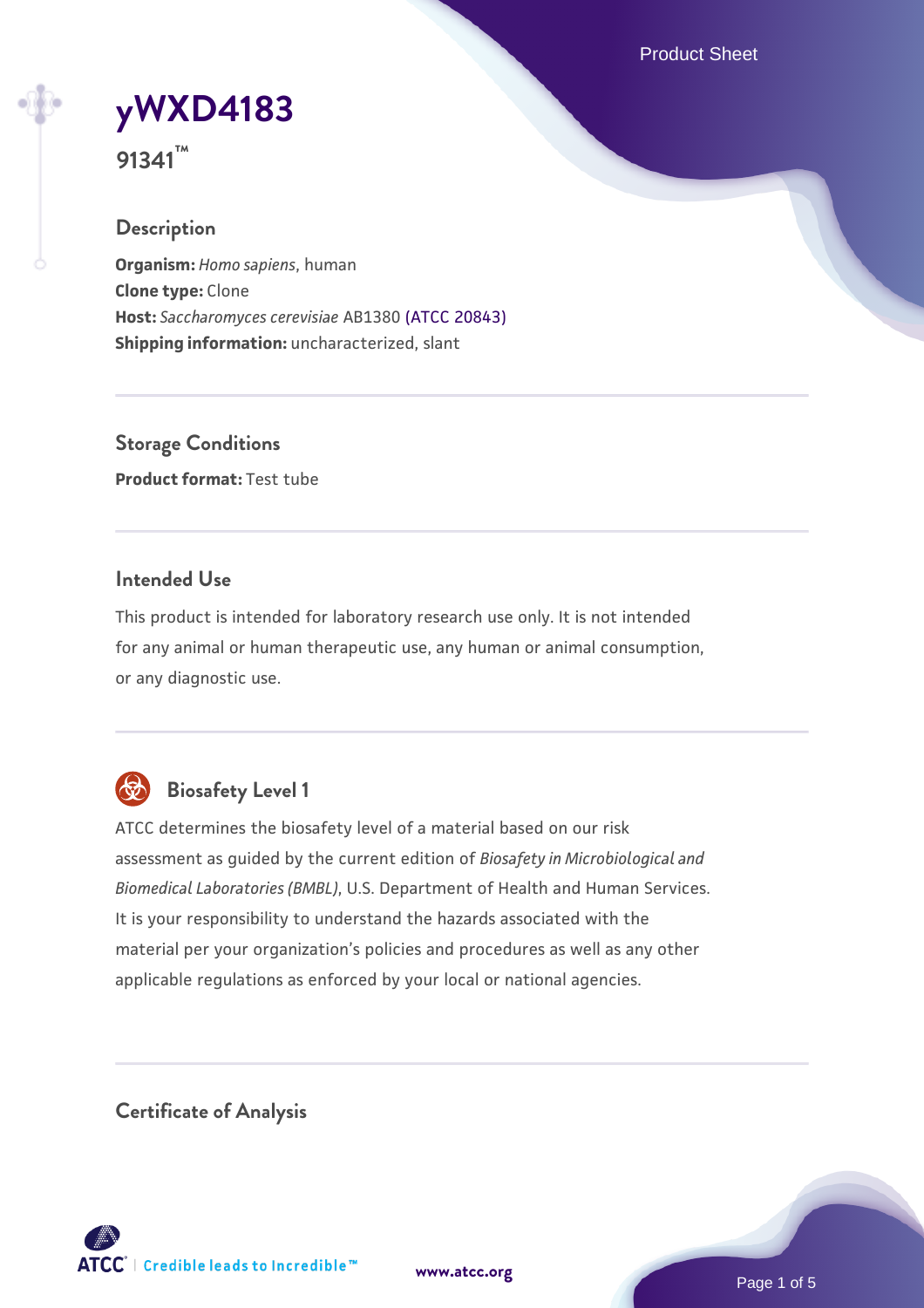# yWXD4183

**91341™**

## Description

**Organism:** *Homo sapiens*, human
**Clone type:** Clone
**Host:** *Saccharomyces cerevisiae* AB1380 (ATCC 20843)
**Shipping information:** uncharacterized, slant

## Storage Conditions

**Product format:** Test tube

## Intended Use

This product is intended for laboratory research use only. It is not intended for any animal or human therapeutic use, any human or animal consumption, or any diagnostic use.

## Biosafety Level 1

ATCC determines the biosafety level of a material based on our risk assessment as guided by the current edition of *Biosafety in Microbiological and Biomedical Laboratories (BMBL)*, U.S. Department of Health and Human Services. It is your responsibility to understand the hazards associated with the material per your organization's policies and procedures as well as any other applicable regulations as enforced by your local or national agencies.

## Certificate of Analysis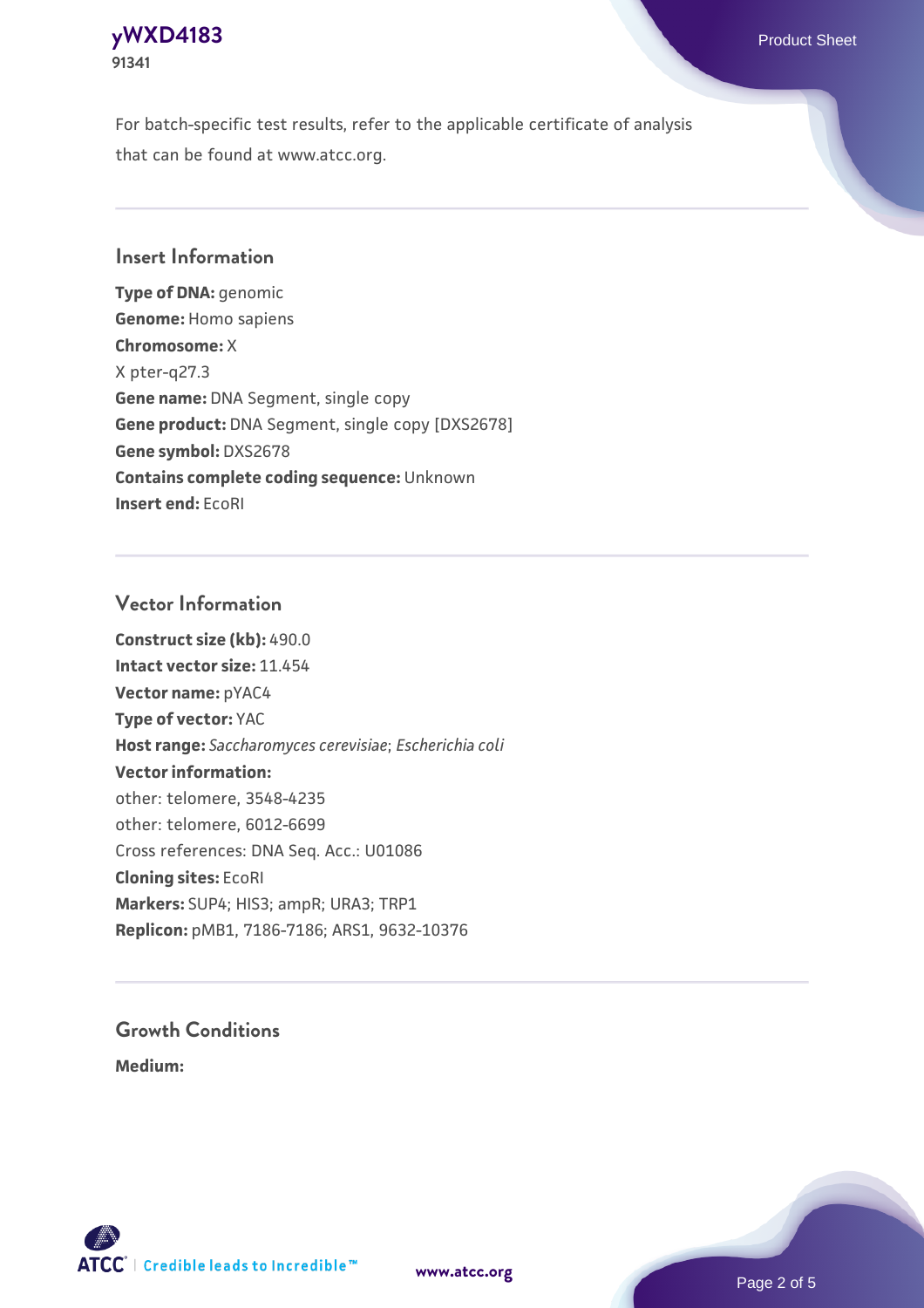For batch-specific test results, refer to the applicable certificate of analysis that can be found at www.atcc.org.

## Insert Information

**Type of DNA:** genomic
**Genome:** Homo sapiens
**Chromosome:** X
X pter-q27.3
**Gene name:** DNA Segment, single copy
**Gene product:** DNA Segment, single copy [DXS2678]
**Gene symbol:** DXS2678
**Contains complete coding sequence:** Unknown
**Insert end:** EcoRI

## Vector Information

**Construct size (kb):** 490.0
**Intact vector size:** 11.454
**Vector name:** pYAC4
**Type of vector:** YAC
**Host range:** *Saccharomyces cerevisiae*; *Escherichia coli*
**Vector information:**
other: telomere, 3548-4235
other: telomere, 6012-6699
Cross references: DNA Seq. Acc.: U01086
**Cloning sites:** EcoRI
**Markers:** SUP4; HIS3; ampR; URA3; TRP1
**Replicon:** pMB1, 7186-7186; ARS1, 9632-10376

## Growth Conditions

**Medium:**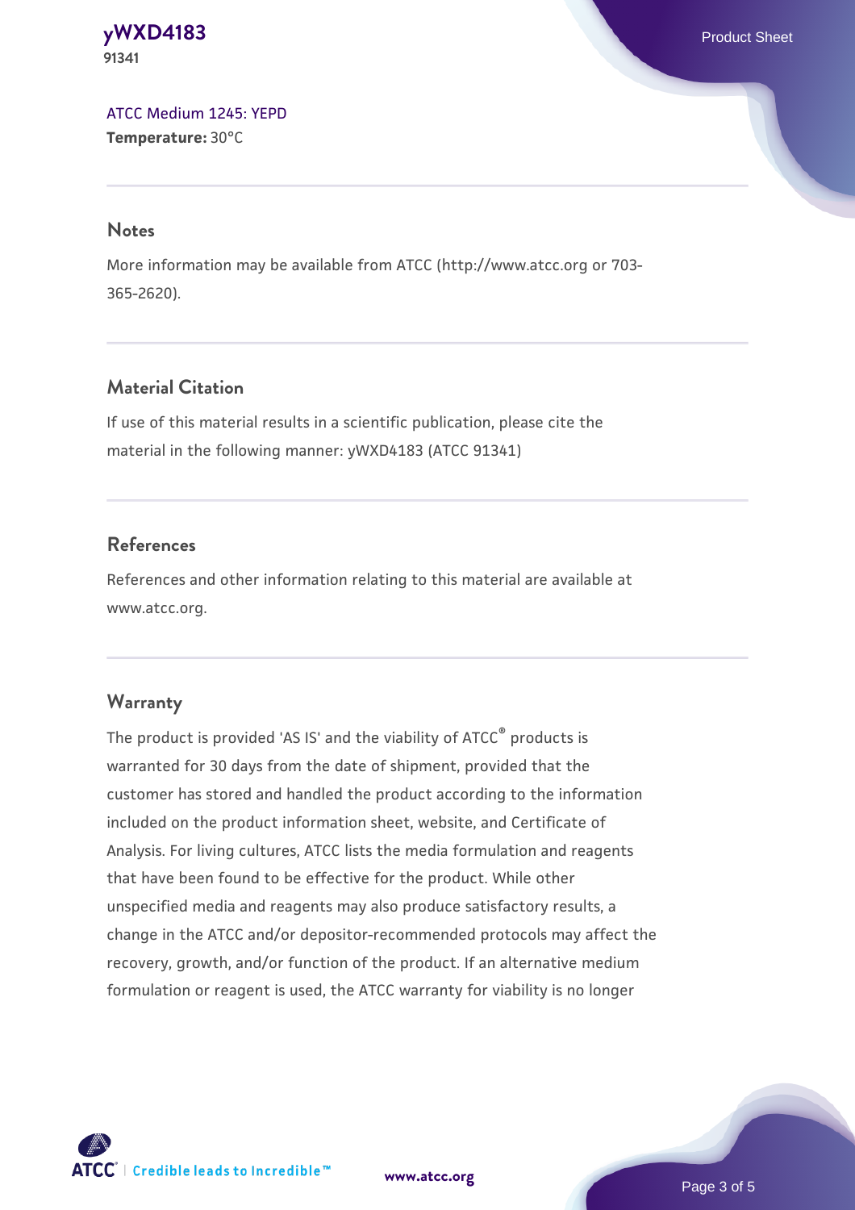ATCC Medium 1245: YEPD
**Temperature:** 30°C

## Notes

More information may be available from ATCC (http://www.atcc.org or 703-365-2620).

## Material Citation

If use of this material results in a scientific publication, please cite the material in the following manner: yWXD4183 (ATCC 91341)

## References

References and other information relating to this material are available at www.atcc.org.

## Warranty

The product is provided 'AS IS' and the viability of ATCC® products is warranted for 30 days from the date of shipment, provided that the customer has stored and handled the product according to the information included on the product information sheet, website, and Certificate of Analysis. For living cultures, ATCC lists the media formulation and reagents that have been found to be effective for the product. While other unspecified media and reagents may also produce satisfactory results, a change in the ATCC and/or depositor-recommended protocols may affect the recovery, growth, and/or function of the product. If an alternative medium formulation or reagent is used, the ATCC warranty for viability is no longer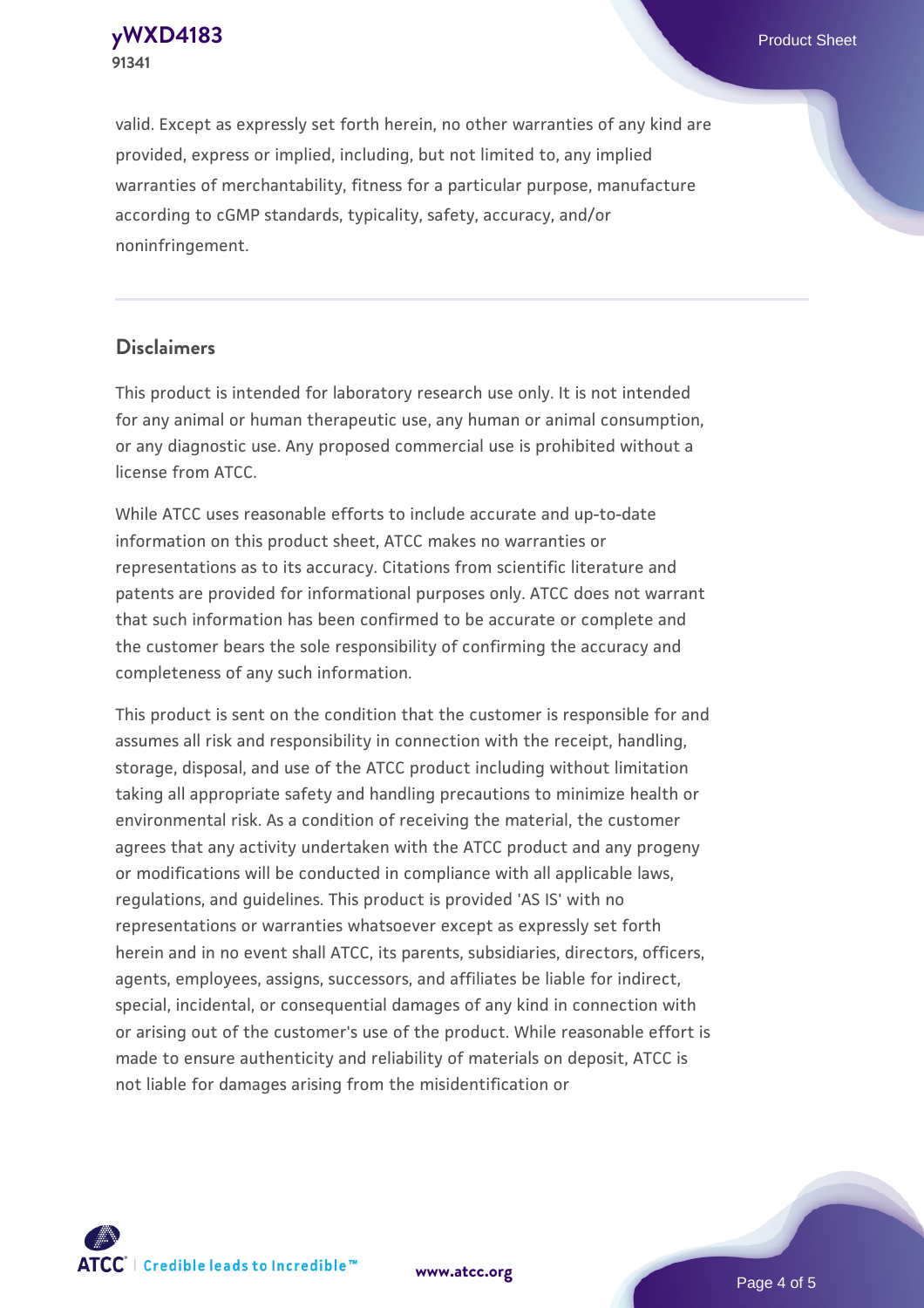valid. Except as expressly set forth herein, no other warranties of any kind are provided, express or implied, including, but not limited to, any implied warranties of merchantability, fitness for a particular purpose, manufacture according to cGMP standards, typicality, safety, accuracy, and/or noninfringement.

## Disclaimers

This product is intended for laboratory research use only. It is not intended for any animal or human therapeutic use, any human or animal consumption, or any diagnostic use. Any proposed commercial use is prohibited without a license from ATCC.

While ATCC uses reasonable efforts to include accurate and up-to-date information on this product sheet, ATCC makes no warranties or representations as to its accuracy. Citations from scientific literature and patents are provided for informational purposes only. ATCC does not warrant that such information has been confirmed to be accurate or complete and the customer bears the sole responsibility of confirming the accuracy and completeness of any such information.

This product is sent on the condition that the customer is responsible for and assumes all risk and responsibility in connection with the receipt, handling, storage, disposal, and use of the ATCC product including without limitation taking all appropriate safety and handling precautions to minimize health or environmental risk. As a condition of receiving the material, the customer agrees that any activity undertaken with the ATCC product and any progeny or modifications will be conducted in compliance with all applicable laws, regulations, and guidelines. This product is provided 'AS IS' with no representations or warranties whatsoever except as expressly set forth herein and in no event shall ATCC, its parents, subsidiaries, directors, officers, agents, employees, assigns, successors, and affiliates be liable for indirect, special, incidental, or consequential damages of any kind in connection with or arising out of the customer's use of the product. While reasonable effort is made to ensure authenticity and reliability of materials on deposit, ATCC is not liable for damages arising from the misidentification or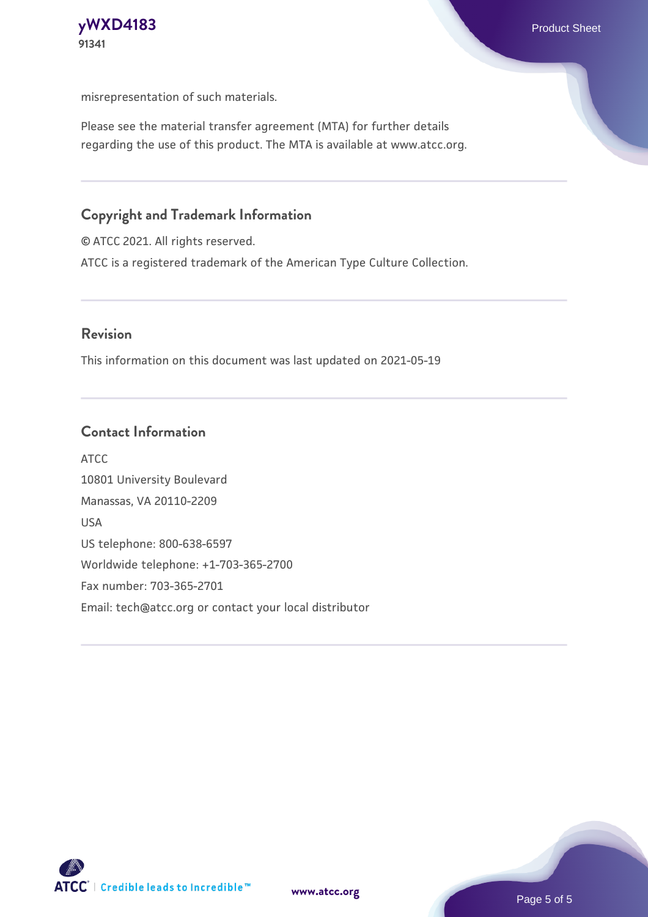misrepresentation of such materials.

Please see the material transfer agreement (MTA) for further details regarding the use of this product. The MTA is available at www.atcc.org.

## Copyright and Trademark Information

© ATCC 2021. All rights reserved.

ATCC is a registered trademark of the American Type Culture Collection.

## Revision

This information on this document was last updated on 2021-05-19

## Contact Information

ATCC
10801 University Boulevard
Manassas, VA 20110-2209
USA
US telephone: 800-638-6597
Worldwide telephone: +1-703-365-2700
Fax number: 703-365-2701
Email: tech@atcc.org or contact your local distributor